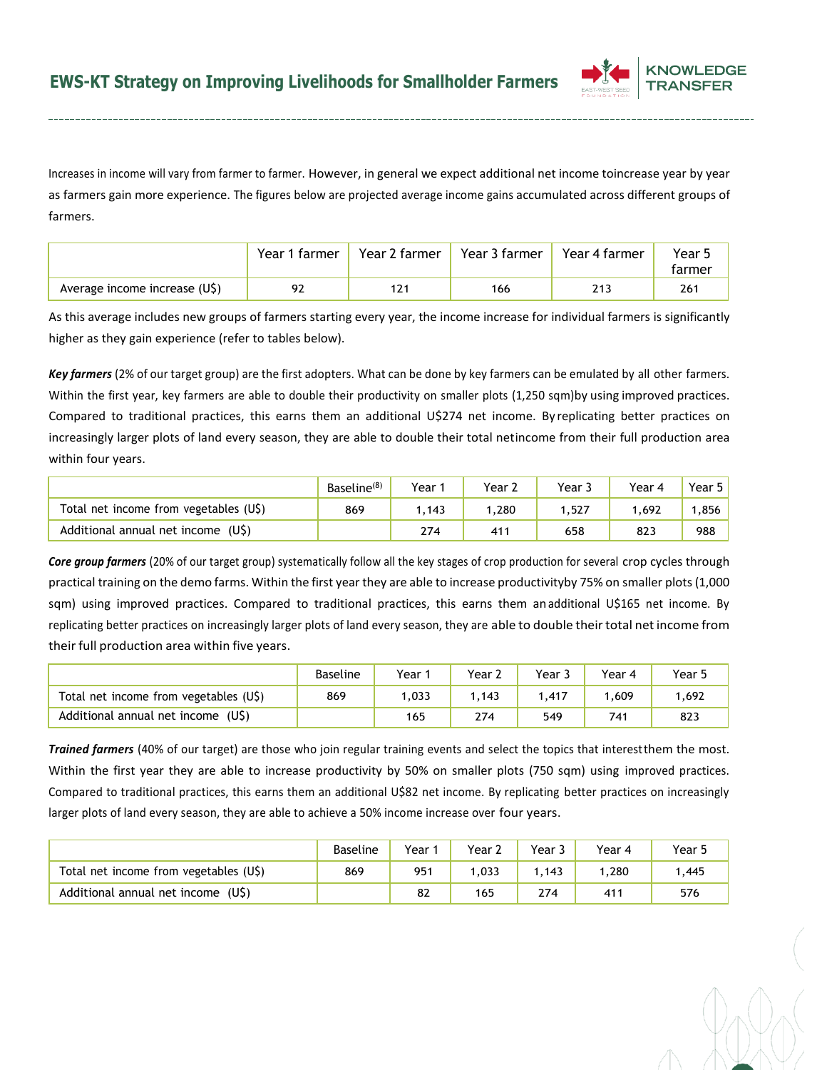Increases in income will vary from farmer to farmer. However, in general we expect additional net income toincrease year by year as farmers gain more experience. The figures below are projected average income gains accumulated across different groups of farmers.

| | Year 1 farmer | Year 2 farmer | Year 3 farmer | Year 4 farmer | Year 5 farmer |
|---|---|---|---|---|---|
| Average income increase (U$) | 92 | 121 | 166 | 213 | 261 |

As this average includes new groups of farmers starting every year, the income increase for individual farmers is significantly higher as they gain experience (refer to tables below).

***Key farmers*** (2% of our target group) are the first adopters. What can be done by key farmers can be emulated by all other farmers. Within the first year, key farmers are able to double their productivity on smaller plots (1,250 sqm)by using improved practices. Compared to traditional practices, this earns them an additional U$274 net income. By replicating better practices on increasingly larger plots of land every season, they are able to double their total netincome from their full production area within four years.

| | Baseline[8] | Year 1 | Year 2 | Year 3 | Year 4 | Year 5 |
|---|---|---|---|---|---|---|
| Total net income from vegetables (U$) | 869 | 1,143 | 1,280 | 1,527 | 1,692 | 1,856 |
| Additional annual net income (U$) | | 274 | 411 | 658 | 823 | 988 |

***Core group farmers*** (20% of our target group) systematically follow all the key stages of crop production for several crop cycles through practical training on the demo farms. Within the first year they are able to increase productivityby 75% on smaller plots (1,000 sqm) using improved practices. Compared to traditional practices, this earns them anadditional U$165 net income. By replicating better practices on increasingly larger plots of land every season, they are able to double their total net income from their full production area within five years.

| | Baseline | Year 1 | Year 2 | Year 3 | Year 4 | Year 5 |
|---|---|---|---|---|---|---|
| Total net income from vegetables (U$) | 869 | 1,033 | 1,143 | 1,417 | 1,609 | 1,692 |
| Additional annual net income (U$) | | 165 | 274 | 549 | 741 | 823 |

***Trained farmers*** (40% of our target) are those who join regular training events and select the topics that interestthem the most. Within the first year they are able to increase productivity by 50% on smaller plots (750 sqm) using improved practices. Compared to traditional practices, this earns them an additional U$82 net income. By replicating better practices on increasingly larger plots of land every season, they are able to achieve a 50% income increase over four years.

| | Baseline | Year 1 | Year 2 | Year 3 | Year 4 | Year 5 |
|---|---|---|---|---|---|---|
| Total net income from vegetables (U$) | 869 | 951 | 1,033 | 1,143 | 1,280 | 1,445 |
| Additional annual net income (U$) | | 82 | 165 | 274 | 411 | 576 |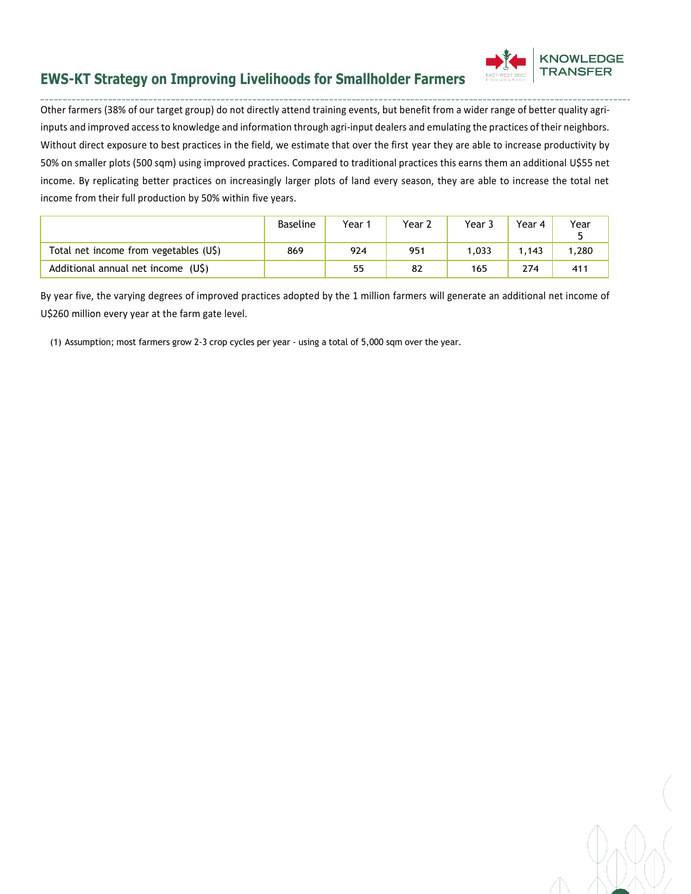Other farmers (38% of our target group) do not directly attend training events, but benefit from a wider range of better quality agri-inputs and improved access to knowledge and information through agri-input dealers and emulating the practices of their neighbors. Without direct exposure to best practices in the field, we estimate that over the first year they are able to increase productivity by 50% on smaller plots (500 sqm) using improved practices. Compared to traditional practices this earns them an additional U$55 net income. By replicating better practices on increasingly larger plots of land every season, they are able to increase the total net income from their full production by 50% within five years.

| | Baseline | Year 1 | Year 2 | Year 3 | Year 4 | Year 5 |
|---|---|---|---|---|---|---|
| Total net income from vegetables (U$) | 869 | 924 | 951 | 1,033 | 1,143 | 1,280 |
| Additional annual net income (U$) | | 55 | 82 | 165 | 274 | 411 |

By year five, the varying degrees of improved practices adopted by the 1 million farmers will generate an additional net income of U$260 million every year at the farm gate level.

(1) Assumption; most farmers grow 2-3 crop cycles per year - using a total of 5,000 sqm over the year.